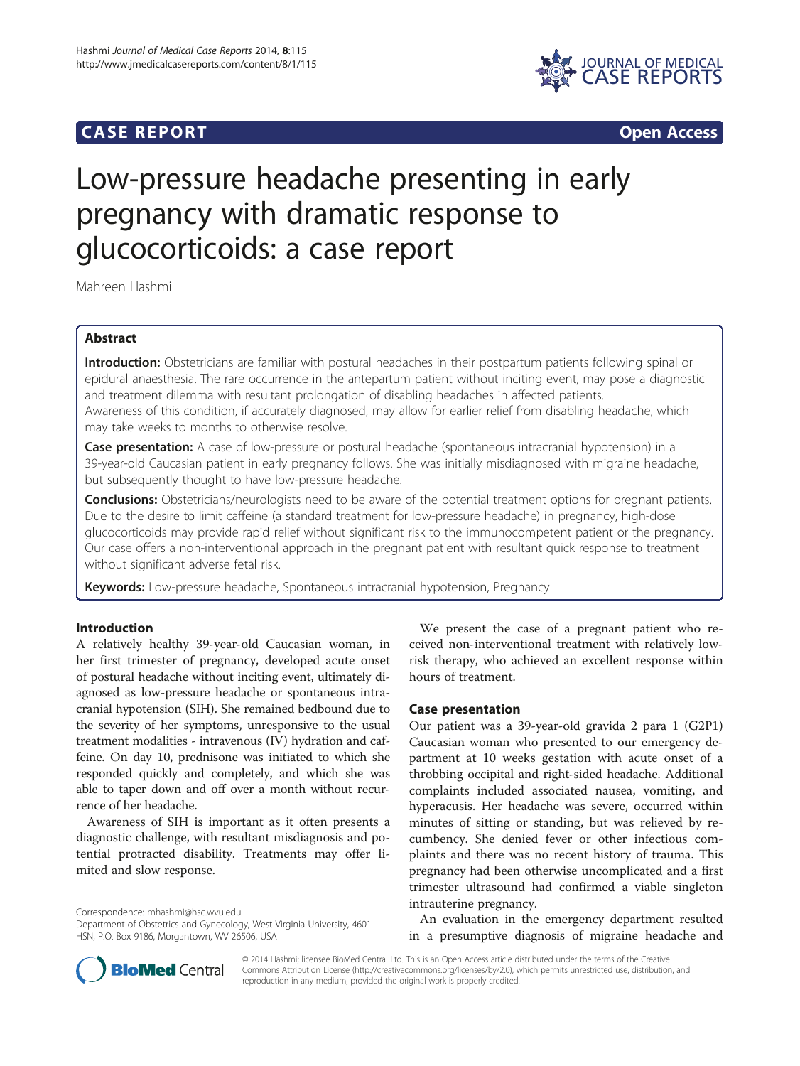# CASE REPORT

**Open Access**

# Low-pressure headache presenting in early pregnancy with dramatic response to glucocorticoids: a case report

Mahreen Hashmi

## Abstract

**Introduction:** Obstetricians are familiar with postural headaches in their postpartum patients following spinal or epidural anaesthesia. The rare occurrence in the antepartum patient without inciting event, may pose a diagnostic and treatment dilemma with resultant prolongation of disabling headaches in affected patients.
Awareness of this condition, if accurately diagnosed, may allow for earlier relief from disabling headache, which may take weeks to months to otherwise resolve.

**Case presentation:** A case of low-pressure or postural headache (spontaneous intracranial hypotension) in a 39-year-old Caucasian patient in early pregnancy follows. She was initially misdiagnosed with migraine headache, but subsequently thought to have low-pressure headache.

**Conclusions:** Obstetricians/neurologists need to be aware of the potential treatment options for pregnant patients. Due to the desire to limit caffeine (a standard treatment for low-pressure headache) in pregnancy, high-dose glucocorticoids may provide rapid relief without significant risk to the immunocompetent patient or the pregnancy. Our case offers a non-interventional approach in the pregnant patient with resultant quick response to treatment without significant adverse fetal risk.

**Keywords:** Low-pressure headache, Spontaneous intracranial hypotension, Pregnancy

## Introduction

A relatively healthy 39-year-old Caucasian woman, in her first trimester of pregnancy, developed acute onset of postural headache without inciting event, ultimately diagnosed as low-pressure headache or spontaneous intracranial hypotension (SIH). She remained bedbound due to the severity of her symptoms, unresponsive to the usual treatment modalities - intravenous (IV) hydration and caffeine. On day 10, prednisone was initiated to which she responded quickly and completely, and which she was able to taper down and off over a month without recurrence of her headache.

Awareness of SIH is important as it often presents a diagnostic challenge, with resultant misdiagnosis and potential protracted disability. Treatments may offer limited and slow response.

We present the case of a pregnant patient who received non-interventional treatment with relatively low-risk therapy, who achieved an excellent response within hours of treatment.

## Case presentation

Our patient was a 39-year-old gravida 2 para 1 (G2P1) Caucasian woman who presented to our emergency department at 10 weeks gestation with acute onset of a throbbing occipital and right-sided headache. Additional complaints included associated nausea, vomiting, and hyperacusis. Her headache was severe, occurred within minutes of sitting or standing, but was relieved by recumbency. She denied fever or other infectious complaints and there was no recent history of trauma. This pregnancy had been otherwise uncomplicated and a first trimester ultrasound had confirmed a viable singleton intrauterine pregnancy.

An evaluation in the emergency department resulted in a presumptive diagnosis of migraine headache and

Correspondence: mhashmi@hsc.wvu.edu
Department of Obstetrics and Gynecology, West Virginia University, 4601 HSN, P.O. Box 9186, Morgantown, WV 26506, USA

© 2014 Hashmi; licensee BioMed Central Ltd. This is an Open Access article distributed under the terms of the Creative Commons Attribution License (http://creativecommons.org/licenses/by/2.0), which permits unrestricted use, distribution, and reproduction in any medium, provided the original work is properly credited.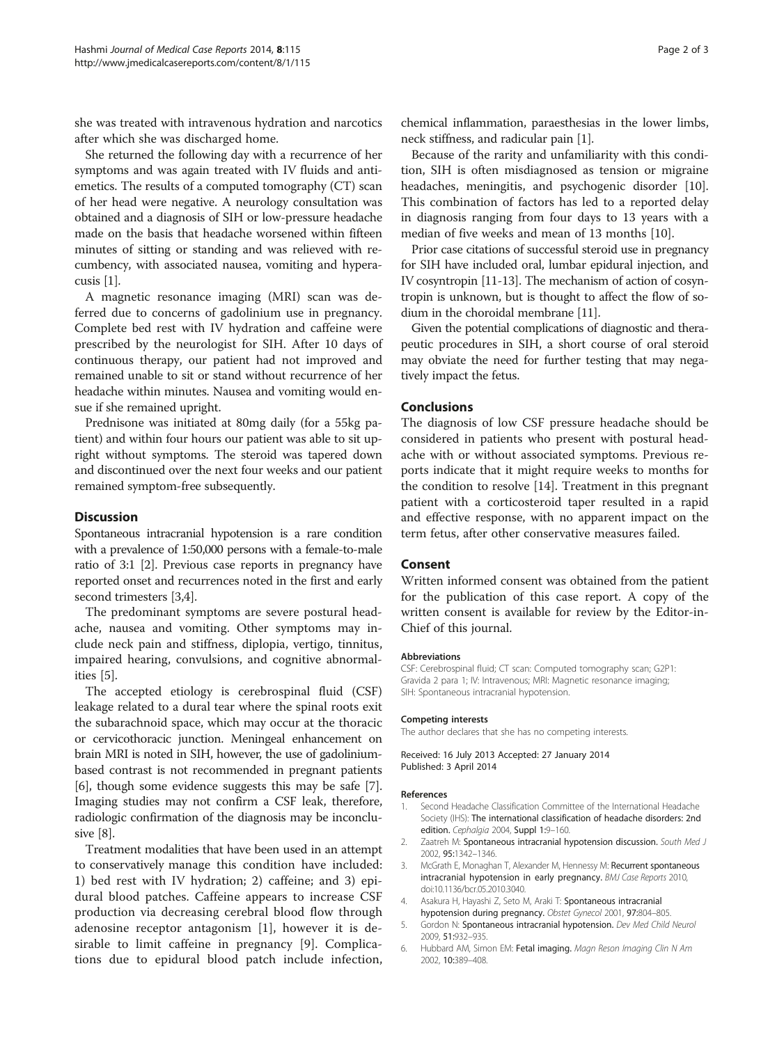she was treated with intravenous hydration and narcotics after which she was discharged home.

She returned the following day with a recurrence of her symptoms and was again treated with IV fluids and antiemetics. The results of a computed tomography (CT) scan of her head were negative. A neurology consultation was obtained and a diagnosis of SIH or low-pressure headache made on the basis that headache worsened within fifteen minutes of sitting or standing and was relieved with recumbency, with associated nausea, vomiting and hyperacusis [1].

A magnetic resonance imaging (MRI) scan was deferred due to concerns of gadolinium use in pregnancy. Complete bed rest with IV hydration and caffeine were prescribed by the neurologist for SIH. After 10 days of continuous therapy, our patient had not improved and remained unable to sit or stand without recurrence of her headache within minutes. Nausea and vomiting would ensue if she remained upright.

Prednisone was initiated at 80mg daily (for a 55kg patient) and within four hours our patient was able to sit upright without symptoms. The steroid was tapered down and discontinued over the next four weeks and our patient remained symptom-free subsequently.

## Discussion

Spontaneous intracranial hypotension is a rare condition with a prevalence of 1:50,000 persons with a female-to-male ratio of 3:1 [2]. Previous case reports in pregnancy have reported onset and recurrences noted in the first and early second trimesters [3,4].

The predominant symptoms are severe postural headache, nausea and vomiting. Other symptoms may include neck pain and stiffness, diplopia, vertigo, tinnitus, impaired hearing, convulsions, and cognitive abnormalities [5].

The accepted etiology is cerebrospinal fluid (CSF) leakage related to a dural tear where the spinal roots exit the subarachnoid space, which may occur at the thoracic or cervicothoracic junction. Meningeal enhancement on brain MRI is noted in SIH, however, the use of gadolinium-based contrast is not recommended in pregnant patients [6], though some evidence suggests this may be safe [7]. Imaging studies may not confirm a CSF leak, therefore, radiologic confirmation of the diagnosis may be inconclusive [8].

Treatment modalities that have been used in an attempt to conservatively manage this condition have included: 1) bed rest with IV hydration; 2) caffeine; and 3) epidural blood patches. Caffeine appears to increase CSF production via decreasing cerebral blood flow through adenosine receptor antagonism [1], however it is desirable to limit caffeine in pregnancy [9]. Complications due to epidural blood patch include infection, chemical inflammation, paraesthesias in the lower limbs, neck stiffness, and radicular pain [1].

Because of the rarity and unfamiliarity with this condition, SIH is often misdiagnosed as tension or migraine headaches, meningitis, and psychogenic disorder [10]. This combination of factors has led to a reported delay in diagnosis ranging from four days to 13 years with a median of five weeks and mean of 13 months [10].

Prior case citations of successful steroid use in pregnancy for SIH have included oral, lumbar epidural injection, and IV cosyntropin [11-13]. The mechanism of action of cosyntropin is unknown, but is thought to affect the flow of sodium in the choroidal membrane [11].

Given the potential complications of diagnostic and therapeutic procedures in SIH, a short course of oral steroid may obviate the need for further testing that may negatively impact the fetus.

## Conclusions

The diagnosis of low CSF pressure headache should be considered in patients who present with postural headache with or without associated symptoms. Previous reports indicate that it might require weeks to months for the condition to resolve [14]. Treatment in this pregnant patient with a corticosteroid taper resulted in a rapid and effective response, with no apparent impact on the term fetus, after other conservative measures failed.

## Consent

Written informed consent was obtained from the patient for the publication of this case report. A copy of the written consent is available for review by the Editor-in-Chief of this journal.

#### Abbreviations

CSF: Cerebrospinal fluid; CT scan: Computed tomography scan; G2P1: Gravida 2 para 1; IV: Intravenous; MRI: Magnetic resonance imaging; SIH: Spontaneous intracranial hypotension.

#### Competing interests

The author declares that she has no competing interests.

Received: 16 July 2013 Accepted: 27 January 2014
Published: 3 April 2014

#### References

1. Second Headache Classification Committee of the International Headache Society (IHS): **The international classification of headache disorders: 2nd edition.** *Cephalgia* 2004, **Suppl 1**:9–160.
2. Zaatreh M: **Spontaneous intracranial hypotension discussion.** *South Med J* 2002, **95**:1342–1346.
3. McGrath E, Monaghan T, Alexander M, Hennessy M: **Recurrent spontaneous intracranial hypotension in early pregnancy.** *BMJ Case Reports* 2010, doi:10.1136/bcr.05.2010.3040.
4. Asakura H, Hayashi Z, Seto M, Araki T: **Spontaneous intracranial hypotension during pregnancy.** *Obstet Gynecol* 2001, **97**:804–805.
5. Gordon N: **Spontaneous intracranial hypotension.** *Dev Med Child Neurol* 2009, **51**:932–935.
6. Hubbard AM, Simon EM: **Fetal imaging.** *Magn Reson Imaging Clin N Am* 2002, **10**:389–408.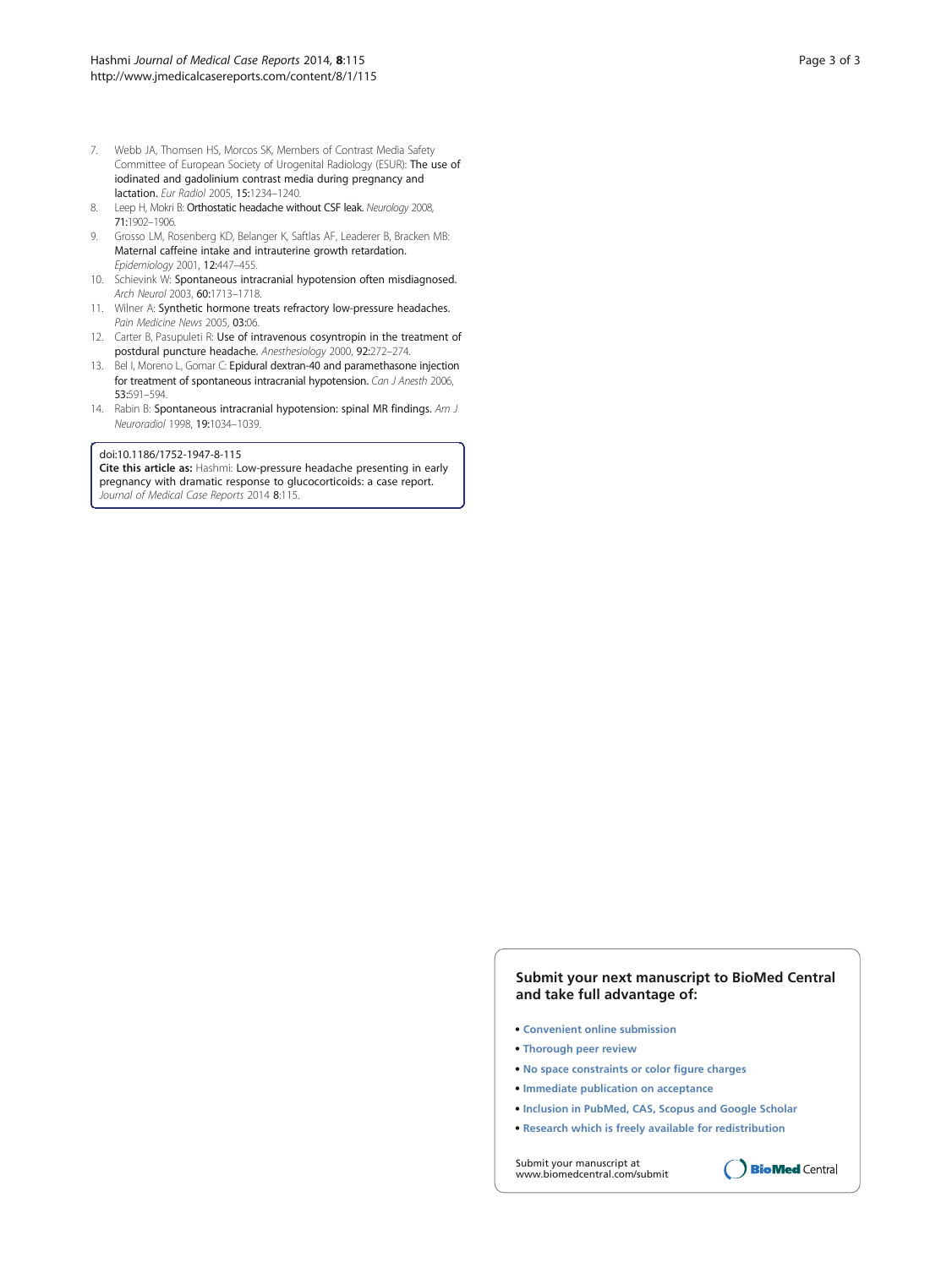7. Webb JA, Thomsen HS, Morcos SK, Members of Contrast Media Safety Committee of European Society of Urogenital Radiology (ESUR): The use of iodinated and gadolinium contrast media during pregnancy and lactation. *Eur Radiol* 2005, **15**:1234–1240.
8. Leep H, Mokri B: Orthostatic headache without CSF leak. *Neurology* 2008, **71**:1902–1906.
9. Grosso LM, Rosenberg KD, Belanger K, Saftlas AF, Leaderer B, Bracken MB: Maternal caffeine intake and intrauterine growth retardation. *Epidemiology* 2001, **12**:447–455.
10. Schievink W: Spontaneous intracranial hypotension often misdiagnosed. *Arch Neurol* 2003, **60**:1713–1718.
11. Wilner A: Synthetic hormone treats refractory low-pressure headaches. *Pain Medicine News* 2005, **03**:06.
12. Carter B, Pasupuleti R: Use of intravenous cosyntropin in the treatment of postdural puncture headache. *Anesthesiology* 2000, **92**:272–274.
13. Bel I, Moreno L, Gomar C: Epidural dextran-40 and paramethasone injection for treatment of spontaneous intracranial hypotension. *Can J Anesth* 2006, **53**:591–594.
14. Rabin B: Spontaneous intracranial hypotension: spinal MR findings. *Am J Neuroradiol* 1998, **19**:1034–1039.

doi:10.1186/1752-1947-8-115

**Cite this article as:** Hashmi: Low-pressure headache presenting in early pregnancy with dramatic response to glucocorticoids: a case report. *Journal of Medical Case Reports* 2014 **8**:115.

**Submit your next manuscript to BioMed Central and take full advantage of:**

- **Convenient online submission**
- **Thorough peer review**
- **No space constraints or color figure charges**
- **Immediate publication on acceptance**
- **Inclusion in PubMed, CAS, Scopus and Google Scholar**
- **Research which is freely available for redistribution**

Submit your manuscript at
www.biomedcentral.com/submit

BioMed Central